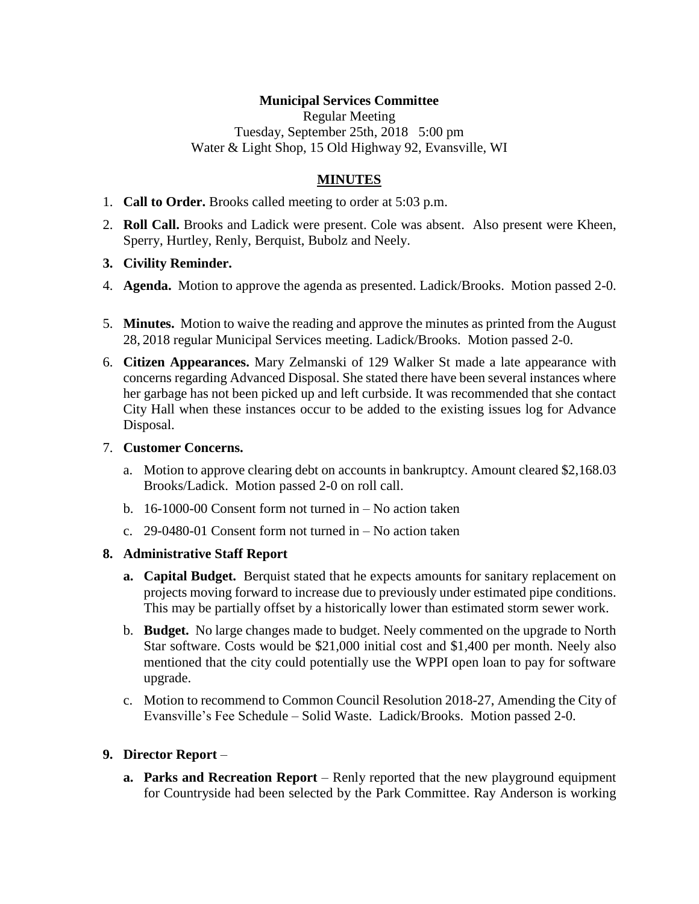**Municipal Services Committee**

Regular Meeting
Tuesday, September 25th, 2018 5:00 pm
Water & Light Shop, 15 Old Highway 92, Evansville, WI

## MINUTES

1. **Call to Order.** Brooks called meeting to order at 5:03 p.m.
2. **Roll Call.** Brooks and Ladick were present. Cole was absent. Also present were Kheen, Sperry, Hurtley, Renly, Berquist, Bubolz and Neely.
3. **Civility Reminder.**
4. **Agenda.** Motion to approve the agenda as presented. Ladick/Brooks. Motion passed 2-0.
5. **Minutes.** Motion to waive the reading and approve the minutes as printed from the August 28, 2018 regular Municipal Services meeting. Ladick/Brooks. Motion passed 2-0.
6. **Citizen Appearances.** Mary Zelmanski of 129 Walker St made a late appearance with concerns regarding Advanced Disposal. She stated there have been several instances where her garbage has not been picked up and left curbside. It was recommended that she contact City Hall when these instances occur to be added to the existing issues log for Advance Disposal.
7. **Customer Concerns.**
   a. Motion to approve clearing debt on accounts in bankruptcy. Amount cleared $2,168.03 Brooks/Ladick. Motion passed 2-0 on roll call.
   b. 16-1000-00 Consent form not turned in – No action taken
   c. 29-0480-01 Consent form not turned in – No action taken
8. **Administrative Staff Report**
   a. **Capital Budget.** Berquist stated that he expects amounts for sanitary replacement on projects moving forward to increase due to previously under estimated pipe conditions. This may be partially offset by a historically lower than estimated storm sewer work.
   b. **Budget.** No large changes made to budget. Neely commented on the upgrade to North Star software. Costs would be $21,000 initial cost and $1,400 per month. Neely also mentioned that the city could potentially use the WPPI open loan to pay for software upgrade.
   c. Motion to recommend to Common Council Resolution 2018-27, Amending the City of Evansville's Fee Schedule – Solid Waste. Ladick/Brooks. Motion passed 2-0.
9. **Director Report** –
   a. **Parks and Recreation Report** – Renly reported that the new playground equipment for Countryside had been selected by the Park Committee. Ray Anderson is working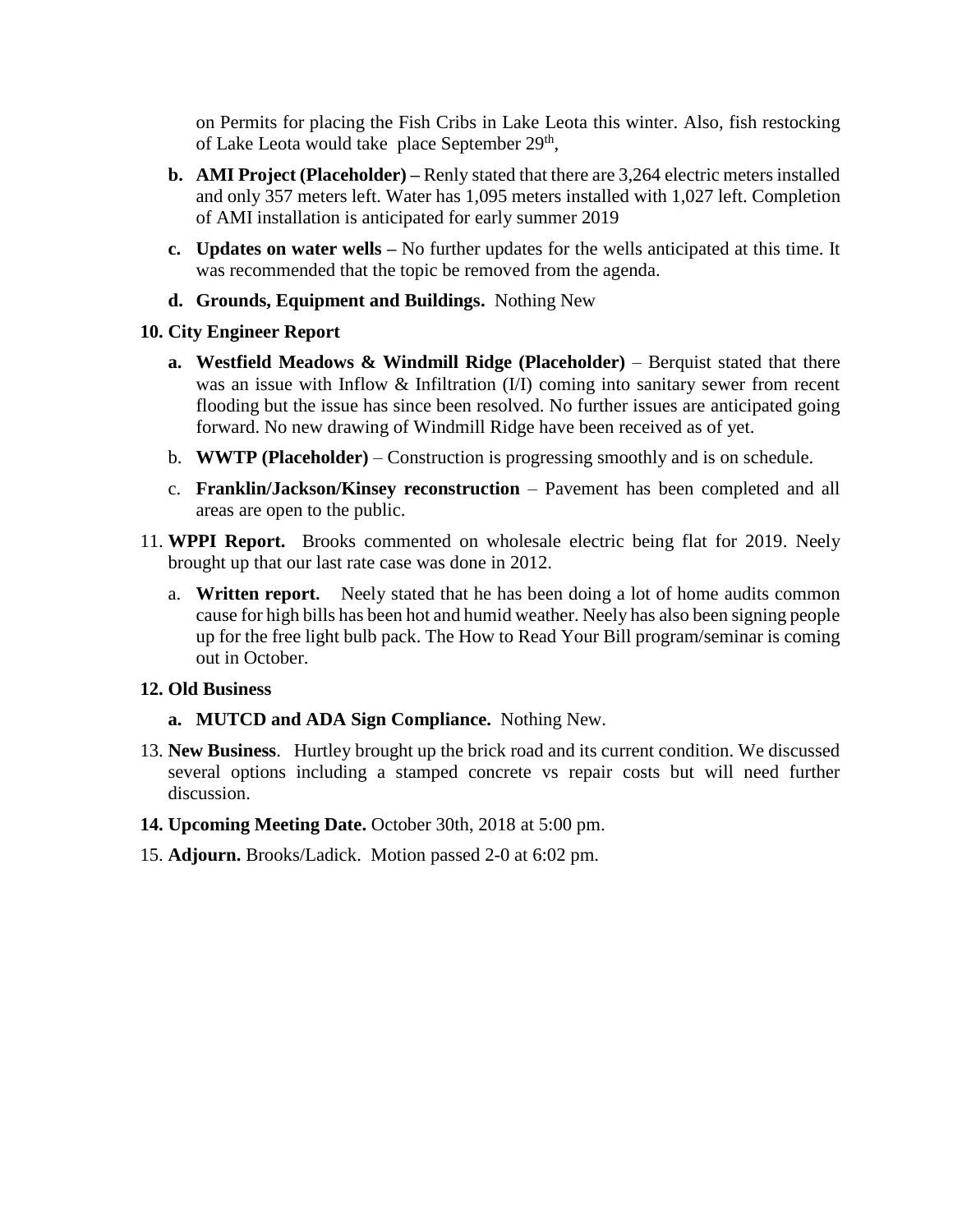on Permits for placing the Fish Cribs in Lake Leota this winter. Also, fish restocking of Lake Leota would take place September 29th,

**b. AMI Project (Placeholder) –** Renly stated that there are 3,264 electric meters installed and only 357 meters left. Water has 1,095 meters installed with 1,027 left. Completion of AMI installation is anticipated for early summer 2019

**c. Updates on water wells –** No further updates for the wells anticipated at this time. It was recommended that the topic be removed from the agenda.

**d. Grounds, Equipment and Buildings.** Nothing New

**10. City Engineer Report**

**a. Westfield Meadows & Windmill Ridge (Placeholder)** – Berquist stated that there was an issue with Inflow & Infiltration (I/I) coming into sanitary sewer from recent flooding but the issue has since been resolved. No further issues are anticipated going forward. No new drawing of Windmill Ridge have been received as of yet.

b. **WWTP (Placeholder)** – Construction is progressing smoothly and is on schedule.

c. **Franklin/Jackson/Kinsey reconstruction** – Pavement has been completed and all areas are open to the public.

11. **WPPI Report.** Brooks commented on wholesale electric being flat for 2019. Neely brought up that our last rate case was done in 2012.

a. **Written report.** Neely stated that he has been doing a lot of home audits common cause for high bills has been hot and humid weather. Neely has also been signing people up for the free light bulb pack. The How to Read Your Bill program/seminar is coming out in October.

**12. Old Business**

**a. MUTCD and ADA Sign Compliance.** Nothing New.

13. **New Business**. Hurtley brought up the brick road and its current condition. We discussed several options including a stamped concrete vs repair costs but will need further discussion.

**14. Upcoming Meeting Date.** October 30th, 2018 at 5:00 pm.

15. **Adjourn.** Brooks/Ladick. Motion passed 2-0 at 6:02 pm.